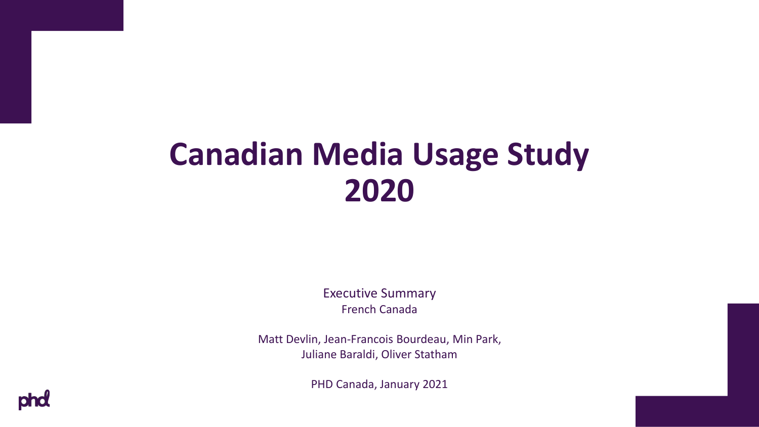# Canadian Media Usage Study 2020

Executive Summary

French Canada

Matt Devlin, Jean-Francois Bourdeau, Min Park, Juliane Baraldi, Oliver Statham

PHD Canada, January 2021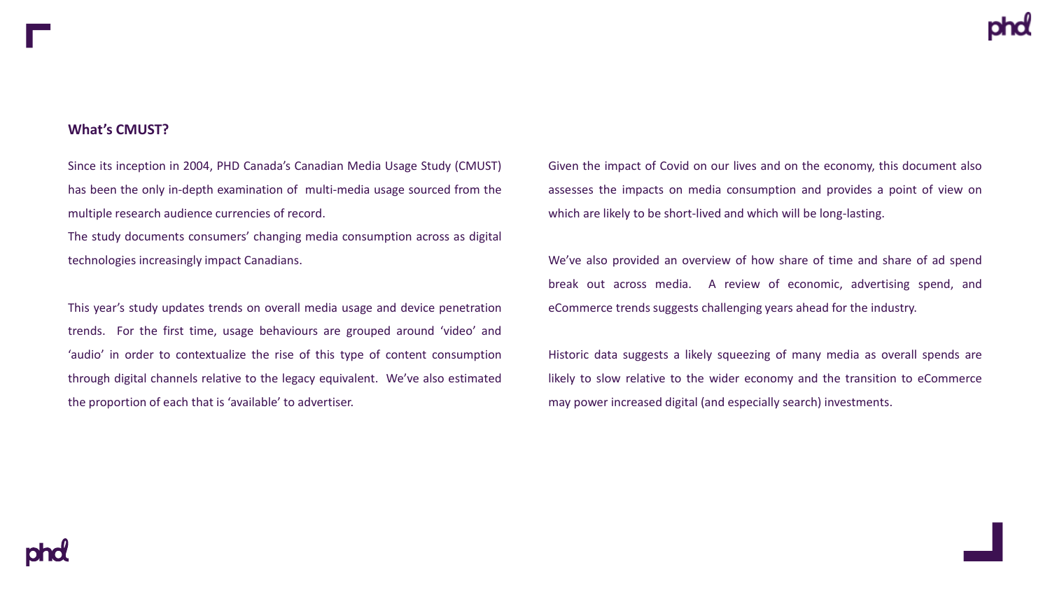## What's CMUST?

Since its inception in 2004, PHD Canada's Canadian Media Usage Study (CMUST) has been the only in-depth examination of multi-media usage sourced from the multiple research audience currencies of record.
The study documents consumers' changing media consumption across as digital technologies increasingly impact Canadians.

This year's study updates trends on overall media usage and device penetration trends. For the first time, usage behaviours are grouped around 'video' and 'audio' in order to contextualize the rise of this type of content consumption through digital channels relative to the legacy equivalent. We've also estimated the proportion of each that is 'available' to advertiser.

Given the impact of Covid on our lives and on the economy, this document also assesses the impacts on media consumption and provides a point of view on which are likely to be short-lived and which will be long-lasting.

We've also provided an overview of how share of time and share of ad spend break out across media. A review of economic, advertising spend, and eCommerce trends suggests challenging years ahead for the industry.

Historic data suggests a likely squeezing of many media as overall spends are likely to slow relative to the wider economy and the transition to eCommerce may power increased digital (and especially search) investments.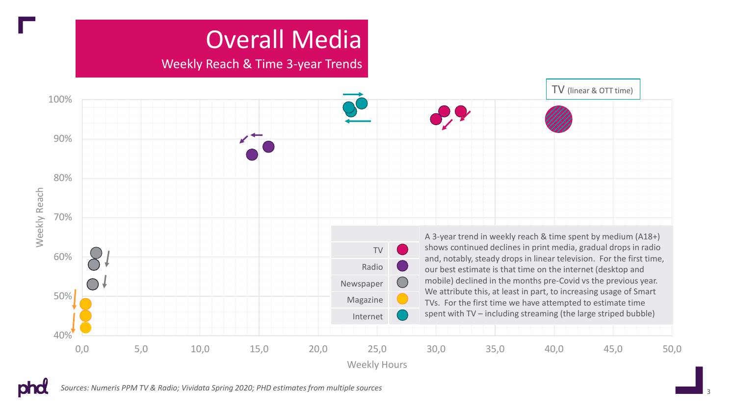# Overall Media

## Weekly Reach & Time 3-year Trends

TV (linear & OTT time)

| | |
|---|---|
| TV | ● |
| Radio | ● |
| Newspaper | ● |
| Magazine | ● |
| Internet | ● |

A 3-year trend in weekly reach & time spent by medium (A18+) shows continued declines in print media, gradual drops in radio and, notably, steady drops in linear television. For the first time, our best estimate is that time on the internet (desktop and mobile) declined in the months pre-Covid vs the previous year. We attribute this, at least in part, to increasing usage of Smart TVs. For the first time we have attempted to estimate time spent with TV – including streaming (the large striped bubble)

Weekly Reach: 40%, 50%, 60%, 70%, 80%, 90%, 100%

Weekly Hours: 0,0, 5,0, 10,0, 15,0, 20,0, 25,0, 30,0, 35,0, 40,0, 45,0, 50,0

*Sources: Numeris PPM TV & Radio; Vividata Spring 2020; PHD estimates from multiple sources*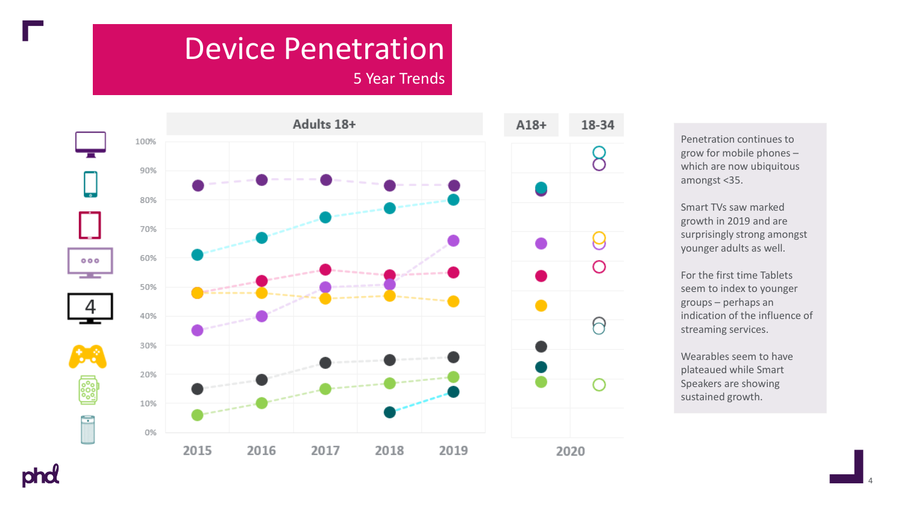# Device Penetration

## 5 Year Trends

**Adults 18+**

100%
90%
80%
70%
60%
50%
40%
30%
20%
10%
0%

2015 2016 2017 2018 2019

**A18+** **18-34**

2020

Penetration continues to grow for mobile phones – which are now ubiquitous amongst <35.

Smart TVs saw marked growth in 2019 and are surprisingly strong amongst younger adults as well.

For the first time Tablets seem to index to younger groups – perhaps an indication of the influence of streaming services.

Wearables seem to have plateaued while Smart Speakers are showing sustained growth.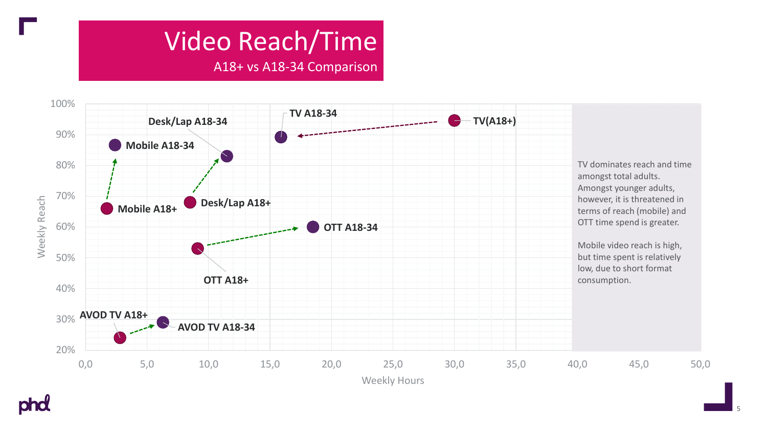# Video Reach/Time

A18+ vs A18-34 Comparison

Weekly Reach (y-axis: 20%–100%) vs Weekly Hours (x-axis: 0,0–50,0)

- TV(A18+) → TV A18-34
- Mobile A18+ → Mobile A18-34
- Desk/Lap A18+ → Desk/Lap A18-34
- OTT A18+ → OTT A18-34
- AVOD TV A18+ → AVOD TV A18-34

TV dominates reach and time amongst total adults. Amongst younger adults, however, it is threatened in terms of reach (mobile) and OTT time spend is greater.

Mobile video reach is high, but time spent is relatively low, due to short format consumption.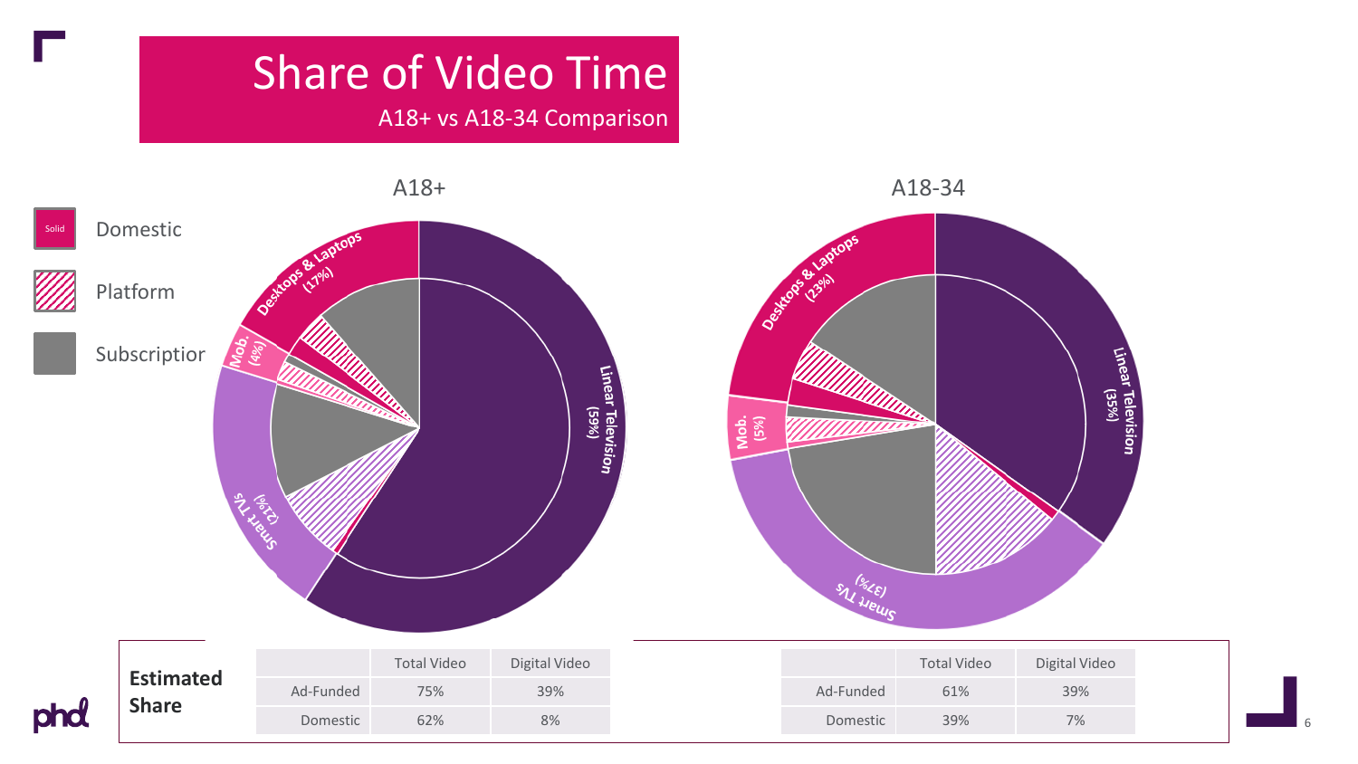# Share of Video Time

A18+ vs A18-34 Comparison

Solid — Domestic

Platform

Subscription

## A18+

Linear Television (59%)

Smart TVs (21%)

Mob. (4%)

Desktops & Laptops (17%)

## A18-34

Linear Television (35%)

Smart TVs (37%)

Mob. (5%)

Desktops & Laptops (23%)

**Estimated Share**

A18+

| | Total Video | Digital Video |
|---|---|---|
| Ad-Funded | 75% | 39% |
| Domestic | 62% | 8% |

A18-34

| | Total Video | Digital Video |
|---|---|---|
| Ad-Funded | 61% | 39% |
| Domestic | 39% | 7% |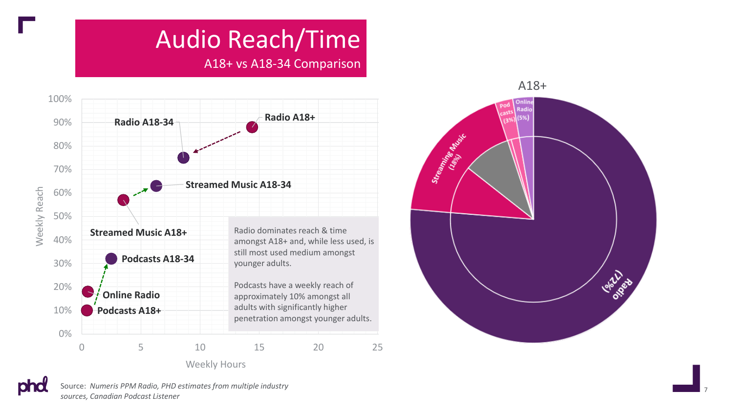# Audio Reach/Time

A18+ vs A18-34 Comparison

Radio dominates reach & time amongst A18+ and, while less used, is still most used medium amongst younger adults.

Podcasts have a weekly reach of approximately 10% amongst all adults with significantly higher penetration amongst younger adults.

Weekly Reach vs Weekly Hours:

- Radio A18+
- Radio A18-34
- Streamed Music A18-34
- Streamed Music A18+
- Podcasts A18-34
- Online Radio
- Podcasts A18+

A18+

- Radio (72%)
- Streaming Music (18%)
- Pod casts (3%)
- Online Radio (5%)

Source: *Numeris PPM Radio, PHD estimates from multiple industry sources, Canadian Podcast Listener*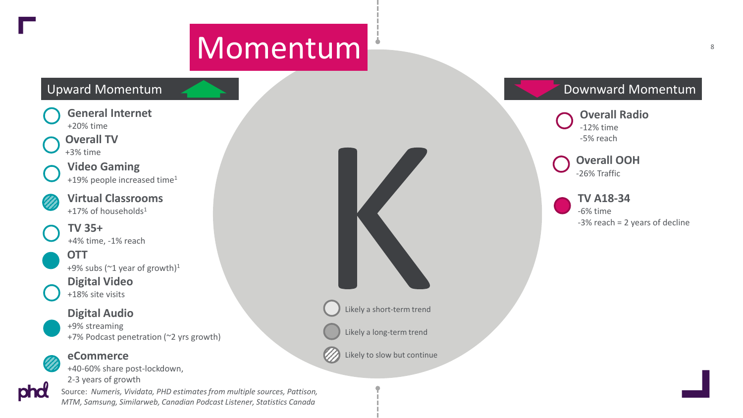# Momentum

## Upward Momentum

**General Internet**
+20% time

**Overall TV**
+3% time

**Video Gaming**
+19% people increased time[1]

**Virtual Classrooms**
+17% of households[1]

**TV 35+**
+4% time, -1% reach

**OTT**
+9% subs (~1 year of growth)[1]

**Digital Video**
+18% site visits

**Digital Audio**
+9% streaming
+7% Podcast penetration (~2 yrs growth)

**eCommerce**
+40-60% share post-lockdown,
2-3 years of growth

## Downward Momentum

**Overall Radio**
-12% time
-5% reach

**Overall OOH**
-26% Traffic

**TV A18-34**
-6% time
-3% reach = 2 years of decline

K

- Likely a short-term trend
- Likely a long-term trend
- Likely to slow but continue

Source: *Numeris, Vividata, PHD estimates from multiple sources, Pattison, MTM, Samsung, Similarweb, Canadian Podcast Listener, Statistics Canada*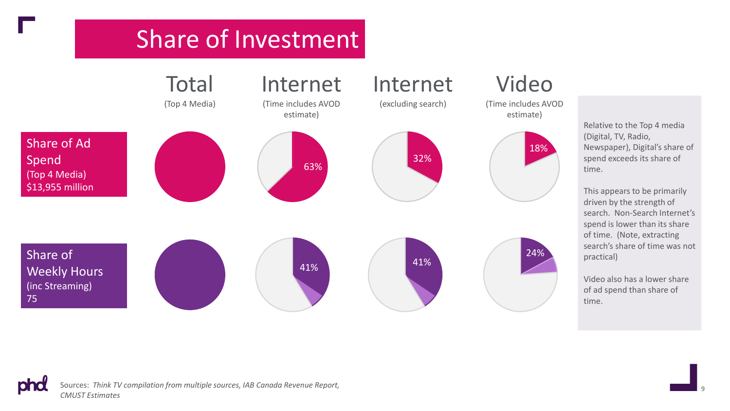# Share of Investment

| | Total (Top 4 Media) | Internet (Time includes AVOD estimate) | Internet (excluding search) | Video (Time includes AVOD estimate) |
|---|---|---|---|---|
| Share of Ad Spend (Top 4 Media) $13,955 million | | 63% | 32% | 18% |
| Share of Weekly Hours (inc Streaming) 75 | | 41% | 41% | 24% |

Relative to the Top 4 media (Digital, TV, Radio, Newspaper), Digital's share of spend exceeds its share of time.

This appears to be primarily driven by the strength of search. Non-Search Internet's spend is lower than its share of time. (Note, extracting search's share of time was not practical)

Video also has a lower share of ad spend than share of time.

Sources: *Think TV compilation from multiple sources, IAB Canada Revenue Report, CMUST Estimates*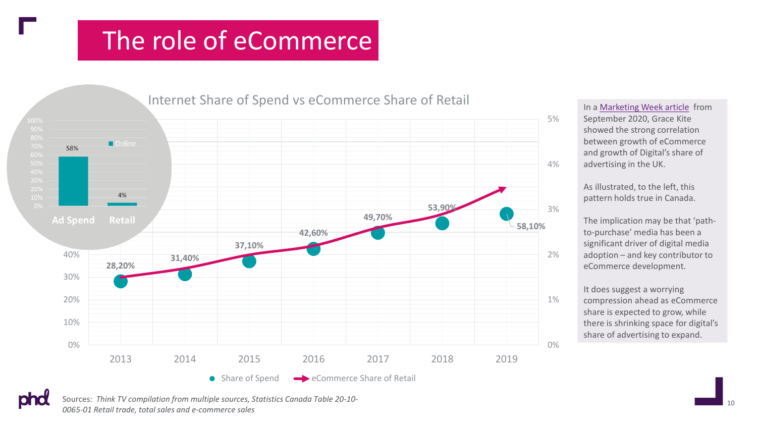# The role of eCommerce

## Internet Share of Spend vs eCommerce Share of Retail

| Year | Share of Spend |
|---|---|
| 2013 | 28,20% |
| 2014 | 31,40% |
| 2015 | 37,10% |
| 2016 | 42,60% |
| 2017 | 49,70% |
| 2018 | 53,90% |
| 2019 | 58,10% |

● Share of Spend ➔ eCommerce Share of Retail

| | Online |
|---|---|
| Ad Spend | 58% |
| Retail | 4% |

In a Marketing Week article from September 2020, Grace Kite showed the strong correlation between growth of eCommerce and growth of Digital's share of advertising in the UK.

As illustrated, to the left, this pattern holds true in Canada.

The implication may be that 'path-to-purchase' media has been a significant driver of digital media adoption – and key contributor to eCommerce development.

It does suggest a worrying compression ahead as eCommerce share is expected to grow, while there is shrinking space for digital's share of advertising to expand.

Sources: *Think TV compilation from multiple sources, Statistics Canada Table 20-10-0065-01 Retail trade, total sales and e-commerce sales*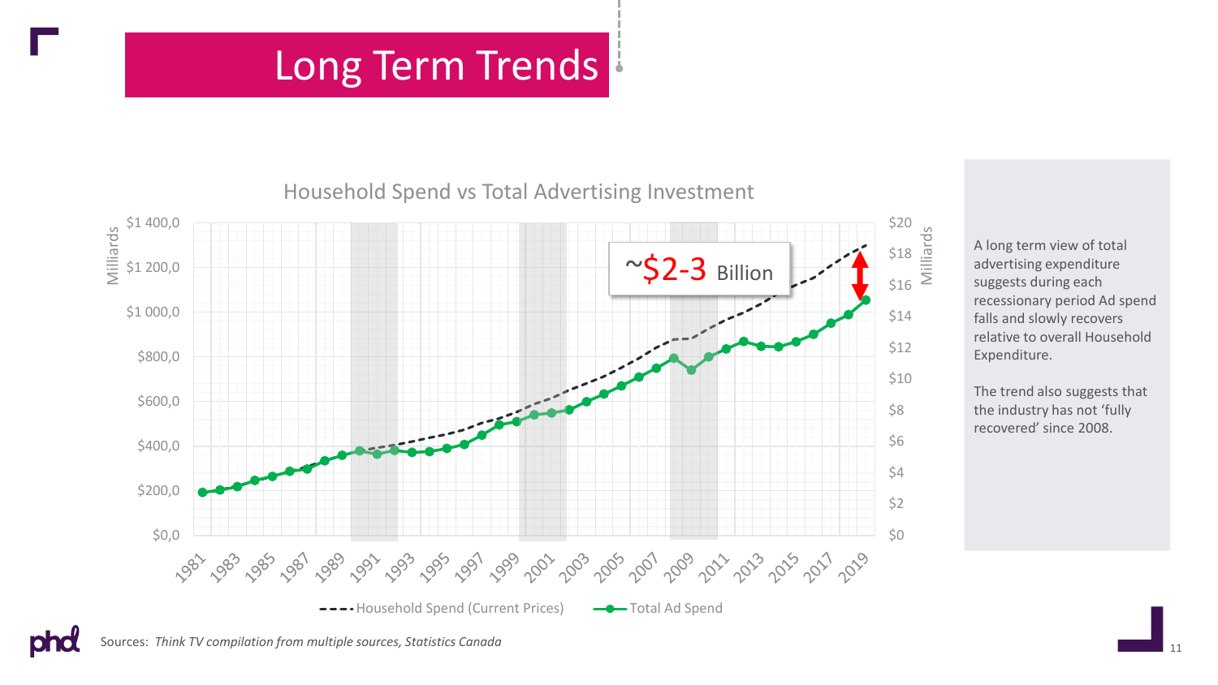# Long Term Trends

Household Spend vs Total Advertising Investment

~$2-3 Billion

A long term view of total advertising expenditure suggests during each recessionary period Ad spend falls and slowly recovers relative to overall Household Expenditure.

The trend also suggests that the industry has not 'fully recovered' since 2008.

Sources: *Think TV compilation from multiple sources, Statistics Canada*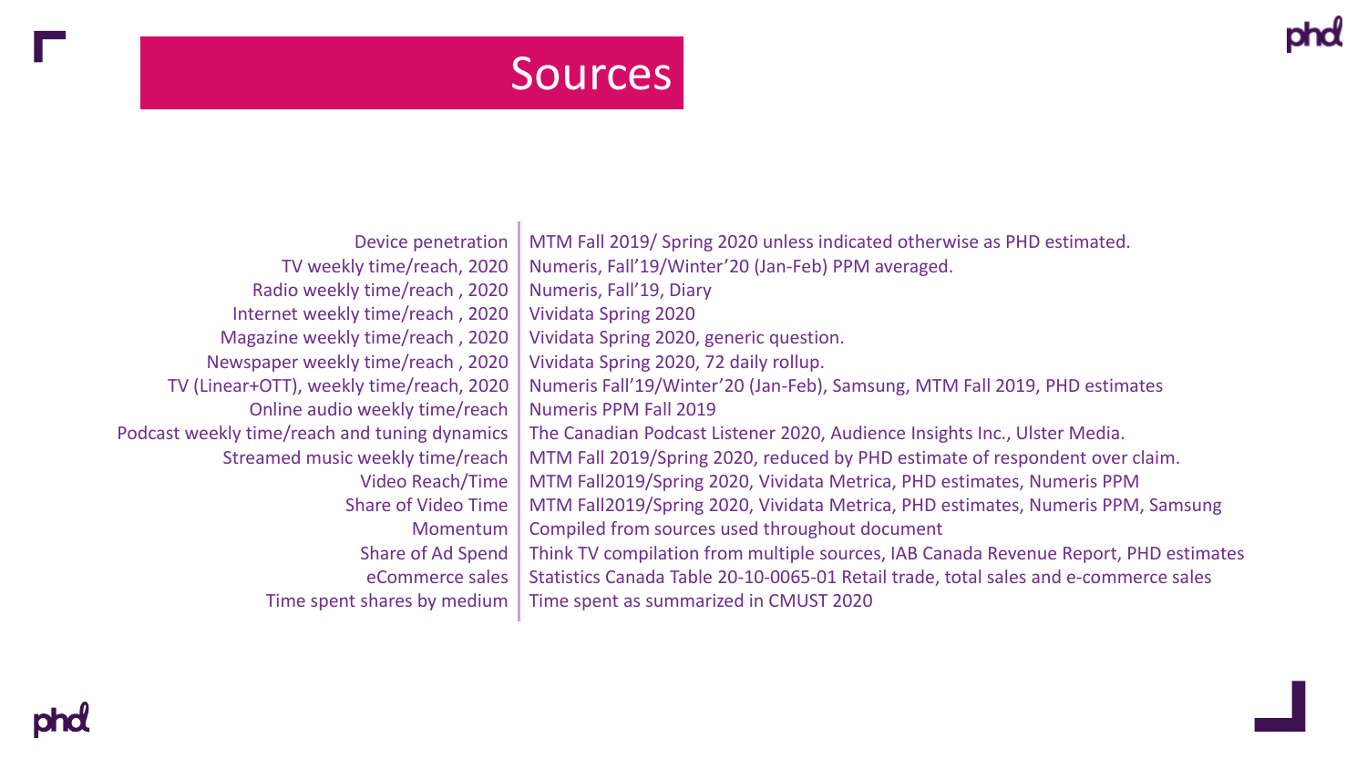# Sources

| | |
|---|---|
| Device penetration | MTM Fall 2019/ Spring 2020 unless indicated otherwise as PHD estimated. |
| TV weekly time/reach, 2020 | Numeris, Fall’19/Winter’20 (Jan-Feb) PPM averaged. |
| Radio weekly time/reach , 2020 | Numeris, Fall’19, Diary |
| Internet weekly time/reach , 2020 | Vividata Spring 2020 |
| Magazine weekly time/reach , 2020 | Vividata Spring 2020, generic question. |
| Newspaper weekly time/reach , 2020 | Vividata Spring 2020, 72 daily rollup. |
| TV (Linear+OTT), weekly time/reach, 2020 | Numeris Fall’19/Winter’20 (Jan-Feb), Samsung, MTM Fall 2019, PHD estimates |
| Online audio weekly time/reach | Numeris PPM Fall 2019 |
| Podcast weekly time/reach and tuning dynamics | The Canadian Podcast Listener 2020, Audience Insights Inc., Ulster Media. |
| Streamed music weekly time/reach | MTM Fall 2019/Spring 2020, reduced by PHD estimate of respondent over claim. |
| Video Reach/Time | MTM Fall2019/Spring 2020, Vividata Metrica, PHD estimates, Numeris PPM |
| Share of Video Time | MTM Fall2019/Spring 2020, Vividata Metrica, PHD estimates, Numeris PPM, Samsung |
| Momentum | Compiled from sources used throughout document |
| Share of Ad Spend | Think TV compilation from multiple sources, IAB Canada Revenue Report, PHD estimates |
| eCommerce sales | Statistics Canada Table 20-10-0065-01 Retail trade, total sales and e-commerce sales |
| Time spent shares by medium | Time spent as summarized in CMUST 2020 |